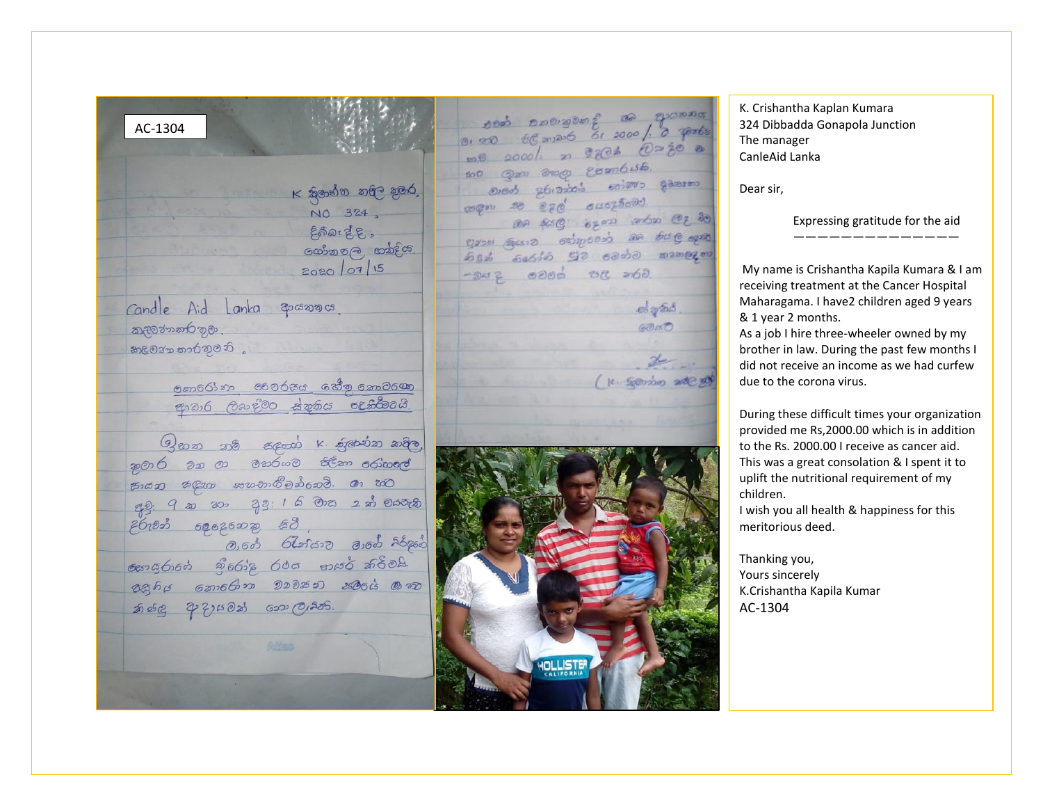AC-1304

K. Crishantha Kaplan Kumara
324 Dibbadda Gonapola Junction
The manager
CanleAid Lanka

Dear sir,

Expressing gratitude for the aid

My name is Crishantha Kapila Kumara & I am receiving treatment at the Cancer Hospital Maharagama. I have2 children aged 9 years & 1 year 2 months.
As a job I hire three-wheeler owned by my brother in law. During the past few months I did not receive an income as we had curfew due to the corona virus.

During these difficult times your organization provided me Rs,2000.00 which is in addition to the Rs. 2000.00 I receive as cancer aid. This was a great consolation & I spent it to uplift the nutritional requirement of my children.
I wish you all health & happiness for this meritorious deed.

Thanking you,
Yours sincerely
K.Crishantha Kapila Kumar
AC-1304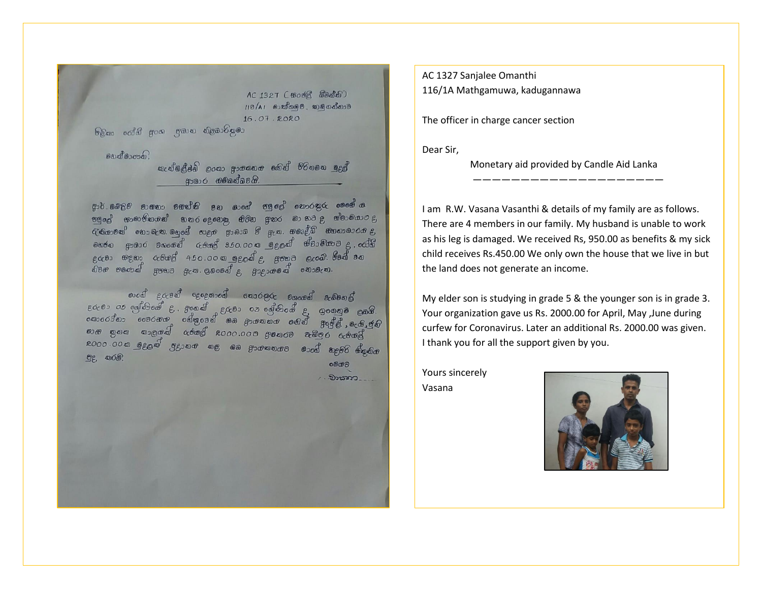AC 1327 Sanjalee Omanthi
116/1A Mathgamuwa, kadugannawa

The officer in charge cancer section

Dear Sir,

Monetary aid provided by Candle Aid Lanka

I am R.W. Vasana Vasanthi & details of my family are as follows. There are 4 members in our family. My husband is unable to work as his leg is damaged. We received Rs, 950.00 as benefits & my sick child receives Rs.450.00 We only own the house that we live in but the land does not generate an income.

My elder son is studying in grade 5 & the younger son is in grade 3. Your organization gave us Rs. 2000.00 for April, May ,June during curfew for Coronavirus. Later an additional Rs. 2000.00 was given. I thank you for all the support given by you.

Yours sincerely
Vasana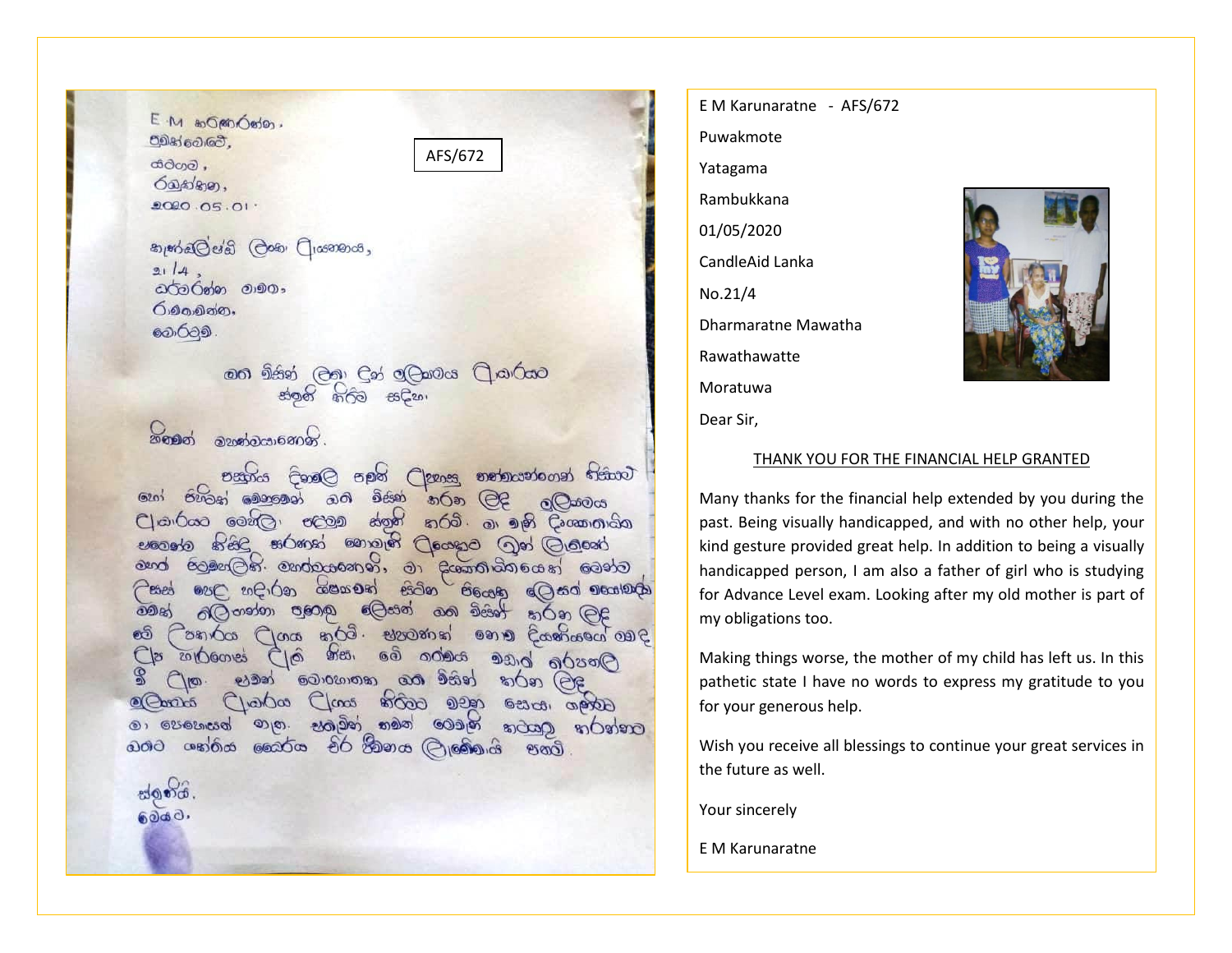E.M. කරුණාරත්න.
පුවක්මොටේ,
යටගම,
රඹුක්කන,
2020.05.01.

AFS/672

කැන්ඩල්එයිඩ් ලංකා ආයතනය,
21/4,
ධර්මරත්න මාවත,
රාවතාවත්ත,
මොරටුව.

ඔබ විසින් ලබා දුන් මුල්‍යමය ආධාරය ස්තූති කිරීම සඳහා.

ගරු මහත්මයාණෙනි.

ස්තූතියි.
මෙයට.

E M Karunaratne - AFS/672

Puwakmote

Yatagama

Rambukkana

01/05/2020

CandleAid Lanka

No.21/4

Dharmaratne Mawatha

Rawathawatte

Moratuwa

Dear Sir,

THANK YOU FOR THE FINANCIAL HELP GRANTED

Many thanks for the financial help extended by you during the past. Being visually handicapped, and with no other help, your kind gesture provided great help. In addition to being a visually handicapped person, I am also a father of girl who is studying for Advance Level exam. Looking after my old mother is part of my obligations too.

Making things worse, the mother of my child has left us. In this pathetic state I have no words to express my gratitude to you for your generous help.

Wish you receive all blessings to continue your great services in the future as well.

Your sincerely

E M Karunaratne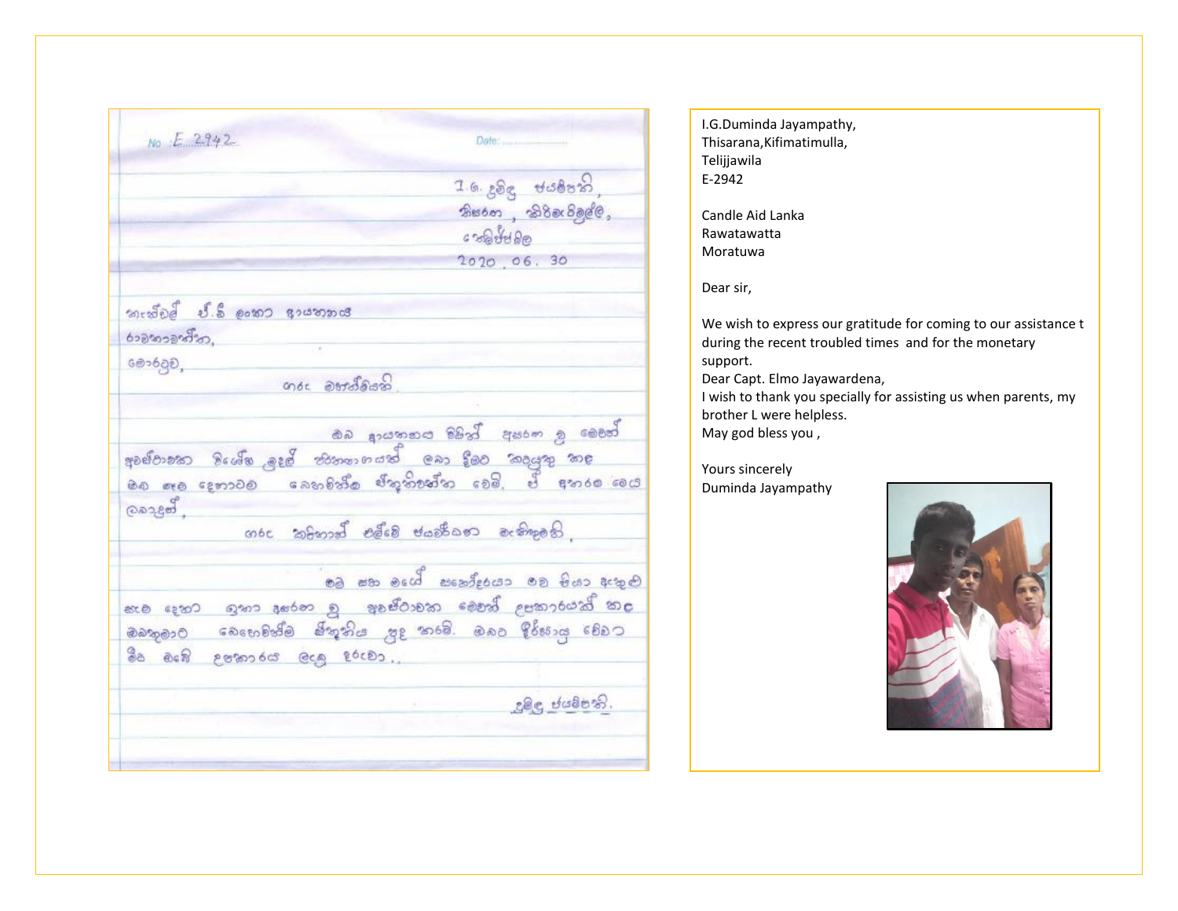No E 2942

Date:

I.G. දුමිඳු ජයම්පති,
තිසරණ, කිරිමැටිමුල්ල,
තෙලිජ්ජවිල
2020 . 06 . 30

කැන්ඩල් ඒඩ් ලංකා ආයතනය
රාවතාවත්ත,
මොරටුව,

ගරු මහත්මයාණි.

ඔබ ආයතනය මගින් අසරණ වූ මෙවන් අවස්ථාවක විශේෂ මුදල් ප්‍රතිපාදනයක් ලබා දීමට කටයුතු කළ ඔබ සැම දෙනාටම බෙහෙවින්ම ස්තූතිවන්ත වෙමි. ඒ අතර මෙය ලබාදුන්,

ගරු කපිතාන් එල්මෝ ජයවර්ධන මැතිතුමනි,

මම සහ මගේ සහෝදරයා මව පියා ඇතුළු සැම දෙනා ඉතා අසරණ වූ අවස්ථාවක මෙවන් උපකාරයක් කළ ඔබතුමාට බෙහෙවින්ම ස්තූතිය පුද කරමි. ඔබට දීර්ඝායු වේවා මීට පෙර උපකාරය ලැබූ දිරුවා..

දුමිඳු ජයම්පති.

I.G.Duminda Jayampathy,
Thisarana,Kifimatimulla,
Telijjawila
E-2942

Candle Aid Lanka
Rawatawatta
Moratuwa

Dear sir,

We wish to express our gratitude for coming to our assistance t during the recent troubled times and for the monetary support.
Dear Capt. Elmo Jayawardena,
I wish to thank you specially for assisting us when parents, my brother L were helpless.
May god bless you ,

Yours sincerely
Duminda Jayampathy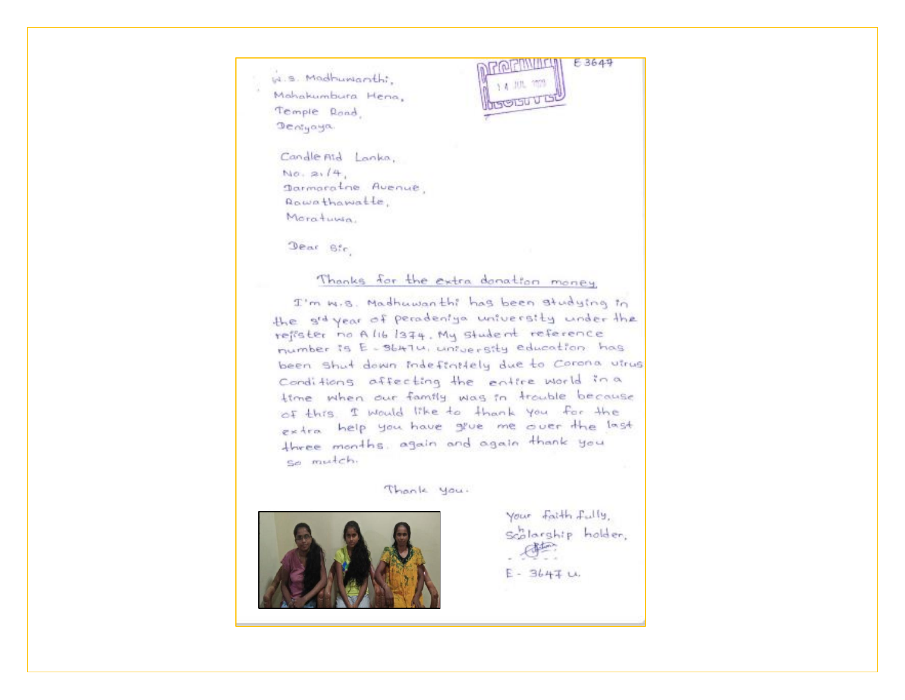E 3647

RECEIVED 14 JUL 2020

W.S. Madhuwanthi,
Mahakumbura Hena,
Temple Road,
Deniyaya.

Candle Aid Lanka,
No. 21/4,
Darmaratne Avenue,
Rawathawatte,
Moratuwa.

Dear Sir,

Thanks for the extra donation money

I'm W.S. Madhuwanthi has been studying in the 3rd year of peradeniya university under the rejister no A/16/1374. My student reference number is E-3647U. university education has been shut down indefinitely due to Corona virus Conditions affecting the entire world in a time when our family was in trouble because of this. I would like to thank you for the extra help you have give me over the last three months. again and again thank you so mutch.

Thank you.

Your faith fully,
Scholarship holder,

E - 3647 U.